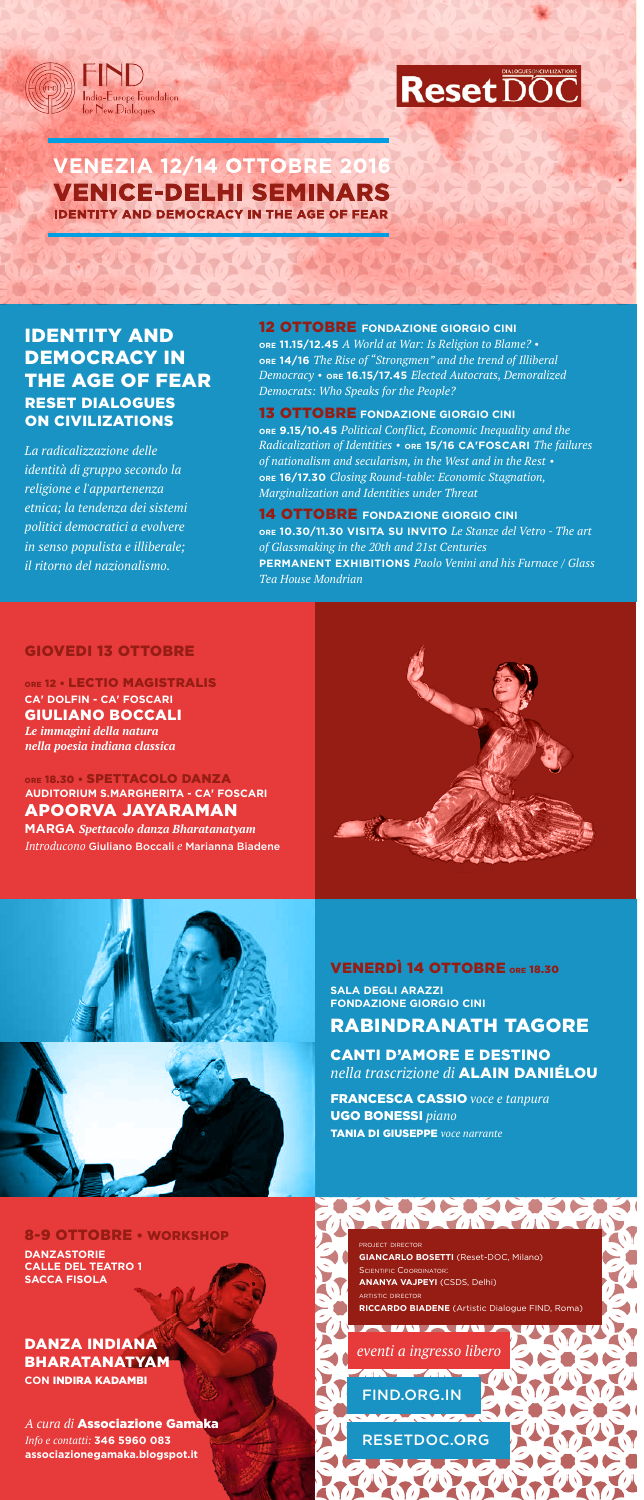FIND India-Europe Foundation for New Dialogues

Reset DOC — DIALOGUES ON CIVILIZATIONS

# VENEZIA 12/14 OTTOBRE 2016
# VENICE-DELHI SEMINARS
## IDENTITY AND DEMOCRACY IN THE AGE OF FEAR

## IDENTITY AND DEMOCRACY IN THE AGE OF FEAR
### RESET DIALOGUES ON CIVILIZATIONS

*La radicalizzazione delle identità di gruppo secondo la religione e l'appartenenza etnica; la tendenza dei sistemi politici democratici a evolvere in senso populista e illiberale; il ritorno del nazionalismo.*

**12 OTTOBRE FONDAZIONE GIORGIO CINI**
**ORE 11.15/12.45** *A World at War: Is Religion to Blame?* • **ORE 14/16** *The Rise of "Strongmen" and the trend of Illiberal Democracy* • **ORE 16.15/17.45** *Elected Autocrats, Demoralized Democrats: Who Speaks for the People?*

**13 OTTOBRE FONDAZIONE GIORGIO CINI**
**ORE 9.15/10.45** *Political Conflict, Economic Inequality and the Radicalization of Identities* • **ORE 15/16 CA'FOSCARI** *The failures of nationalism and secularism, in the West and in the Rest* • **ORE 16/17.30** *Closing Round-table: Economic Stagnation, Marginalization and Identities under Threat*

**14 OTTOBRE FONDAZIONE GIORGIO CINI**
**ORE 10.30/11.30 VISITA SU INVITO** *Le Stanze del Vetro - The art of Glassmaking in the 20th and 21st Centuries*
**PERMANENT EXHIBITIONS** *Paolo Venini and his Furnace / Glass Tea House Mondrian*

## GIOVEDI 13 OTTOBRE

**ORE 12 • LECTIO MAGISTRALIS**
**CA' DOLFIN - CA' FOSCARI**
**GIULIANO BOCCALI**
***Le immagini della natura nella poesia indiana classica***

**ORE 18.30 • SPETTACOLO DANZA**
**AUDITORIUM S.MARGHERITA - CA' FOSCARI**
**APOORVA JAYARAMAN**
**MARGA** *Spettacolo danza Bharatanatyam*
*Introducono* Giuliano Boccali *e* Marianna Biadene

## VENERDÌ 14 OTTOBRE ORE 18.30

**SALA DEGLI ARAZZI**
**FONDAZIONE GIORGIO CINI**

## RABINDRANATH TAGORE

**CANTI D'AMORE E DESTINO**
*nella trascrizione di* **ALAIN DANIÉLOU**

**FRANCESCA CASSIO** *voce e tanpura*
**UGO BONESSI** *piano*
**TANIA DI GIUSEPPE** *voce narrante*

## 8-9 OTTOBRE • WORKSHOP

**DANZASTORIE**
**CALLE DEL TEATRO 1**
**SACCA FISOLA**

## DANZA INDIANA BHARATANATYAM
**CON INDIRA KADAMBI**

*A cura di* **Associazione Gamaka**
*Info e contatti:* **346 5960 083**
**associazionegamaka.blogspot.it**

PROJECT DIRECTOR
**GIANCARLO BOSETTI** (Reset-DOC, Milano)
SCIENTIFIC COORDINATOR:
**ANANYA VAJPEYI** (CSDS, Delhi)
ARTISTIC DIRECTOR
**RICCARDO BIADENE** (Artistic Dialogue FIND, Roma)

*eventi a ingresso libero*

FIND.ORG.IN

RESETDOC.ORG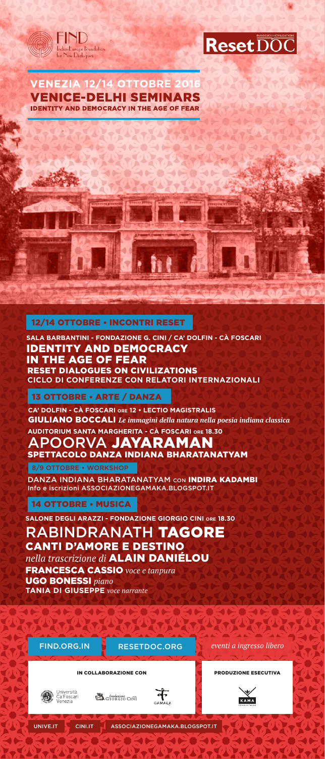FIND India-Europe Foundation for New Dialogues

Reset DOC Dialogues on Civilizations

# VENEZIA 12/14 OTTOBRE 2016
# VENICE-DELHI SEMINARS
## IDENTITY AND DEMOCRACY IN THE AGE OF FEAR

### 12/14 OTTOBRE • INCONTRI RESET

**SALA BARBANTINI - FONDAZIONE G. CINI / CA' DOLFIN - CÀ FOSCARI**

## IDENTITY AND DEMOCRACY IN THE AGE OF FEAR

**RESET DIALOGUES ON CIVILIZATIONS**

**CICLO DI CONFERENZE CON RELATORI INTERNAZIONALI**

### 13 OTTOBRE • ARTE / DANZA

**CA' DOLFIN - CÀ FOSCARI ORE 12 • LECTIO MAGISTRALIS**

**GIULIANO BOCCALI** *Le immagini della natura nella poesia indiana classica*

**AUDITORIUM SANTA MARGHERITA - CÀ FOSCARI ORE 18.30**

## APOORVA JAYARAMAN

**SPETTACOLO DANZA INDIANA BHARATANATYAM**

### 8/9 OTTOBRE • WORKSHOP

DANZA INDIANA BHARATANATYAM CON **INDIRA KADAMBI**

Info e iscrizioni ASSOCIAZIONEGAMAKA.BLOGSPOT.IT

### 14 OTTOBRE • MUSICA

**SALONE DEGLI ARAZZI - FONDAZIONE GIORGIO CINI ORE 18.30**

## RABINDRANATH TAGORE

**CANTI D'AMORE E DESTINO**

*nella trascrizione di* **ALAIN DANIÉLOU**

**FRANCESCA CASSIO** *voce e tanpura*

**UGO BONESSI** *piano*

**TANIA DI GIUSEPPE** *voce narrante*

FIND.ORG.IN RESETDOC.ORG *eventi a ingresso libero*

**IN COLLABORAZIONE CON**

Università Ca'Foscari Venezia — fondazione Giorgio Cini — Gamaka

**PRODUZIONE ESECUTIVA**

KAMA Productions

UNIVE.IT CINI.IT ASSOCIAZIONEGAMAKA.BLOGSPOT.IT